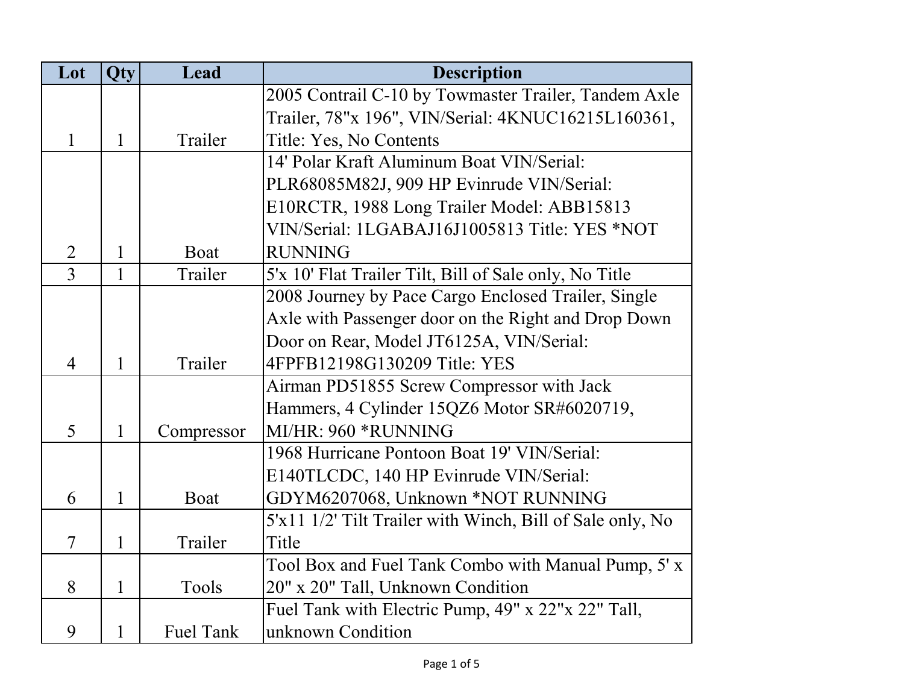| Lot | Qty | Lead | Description |
|---|---|---|---|
| 1 | 1 | Trailer | 2005 Contrail C-10 by Towmaster Trailer, Tandem Axle Trailer, 78"x 196", VIN/Serial: 4KNUC16215L160361, Title: Yes, No Contents |
| 2 | 1 | Boat | 14' Polar Kraft Aluminum Boat VIN/Serial: PLR68085M82J, 909 HP Evinrude VIN/Serial: E10RCTR, 1988 Long Trailer Model: ABB15813 VIN/Serial: 1LGABAJ16J1005813 Title: YES *NOT RUNNING |
| 3 | 1 | Trailer | 5'x 10' Flat Trailer Tilt, Bill of Sale only, No Title |
| 4 | 1 | Trailer | 2008 Journey by Pace Cargo Enclosed Trailer, Single Axle with Passenger door on the Right and Drop Down Door on Rear, Model JT6125A, VIN/Serial: 4FPFB12198G130209 Title: YES |
| 5 | 1 | Compressor | Airman PD51855 Screw Compressor with Jack Hammers, 4 Cylinder 15QZ6 Motor SR#6020719, MI/HR: 960 *RUNNING |
| 6 | 1 | Boat | 1968 Hurricane Pontoon Boat 19' VIN/Serial: E140TLCDC, 140 HP Evinrude VIN/Serial: GDYM6207068, Unknown *NOT RUNNING |
| 7 | 1 | Trailer | 5'x11 1/2' Tilt Trailer with Winch, Bill of Sale only, No Title |
| 8 | 1 | Tools | Tool Box and Fuel Tank Combo with Manual Pump, 5' x 20" x 20" Tall, Unknown Condition |
| 9 | 1 | Fuel Tank | Fuel Tank with Electric Pump, 49" x 22"x 22" Tall, unknown Condition |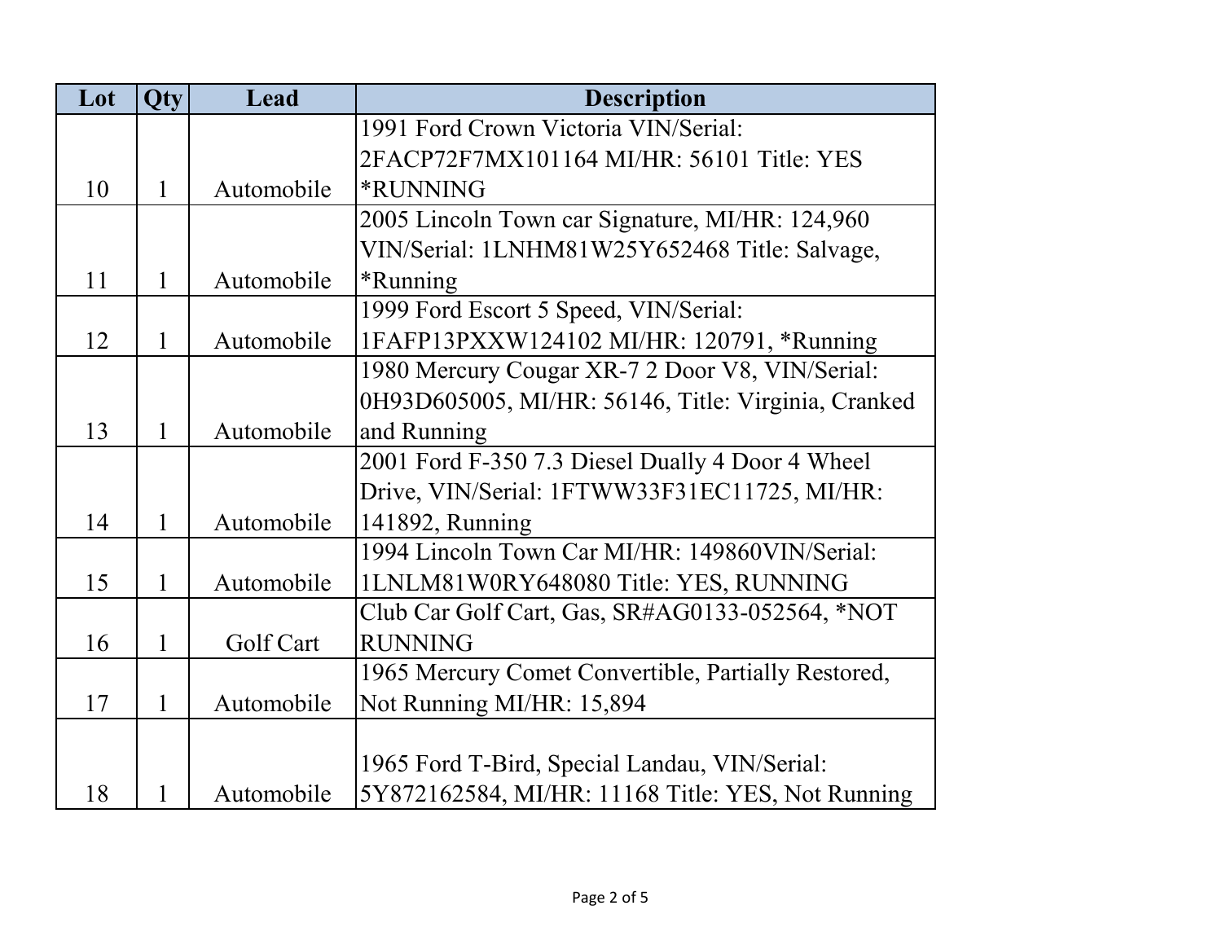| Lot | Qty | Lead | Description |
|---|---|---|---|
| 10 | 1 | Automobile | 1991 Ford Crown Victoria VIN/Serial: 2FACP72F7MX101164 MI/HR: 56101 Title: YES *RUNNING |
| 11 | 1 | Automobile | 2005 Lincoln Town car Signature, MI/HR: 124,960 VIN/Serial: 1LNHM81W25Y652468 Title: Salvage, *Running |
| 12 | 1 | Automobile | 1999 Ford Escort 5 Speed, VIN/Serial: 1FAFP13PXXW124102 MI/HR: 120791, *Running |
| 13 | 1 | Automobile | 1980 Mercury Cougar XR-7 2 Door V8, VIN/Serial: 0H93D605005, MI/HR: 56146, Title: Virginia, Cranked and Running |
| 14 | 1 | Automobile | 2001 Ford F-350 7.3 Diesel Dually 4 Door 4 Wheel Drive, VIN/Serial: 1FTWW33F31EC11725, MI/HR: 141892, Running |
| 15 | 1 | Automobile | 1994 Lincoln Town Car MI/HR: 149860VIN/Serial: 1LNLM81W0RY648080 Title: YES, RUNNING |
| 16 | 1 | Golf Cart | Club Car Golf Cart, Gas, SR#AG0133-052564, *NOT RUNNING |
| 17 | 1 | Automobile | 1965 Mercury Comet Convertible, Partially Restored, Not Running MI/HR: 15,894 |
| 18 | 1 | Automobile | 1965 Ford T-Bird, Special Landau, VIN/Serial: 5Y872162584, MI/HR: 11168 Title: YES, Not Running |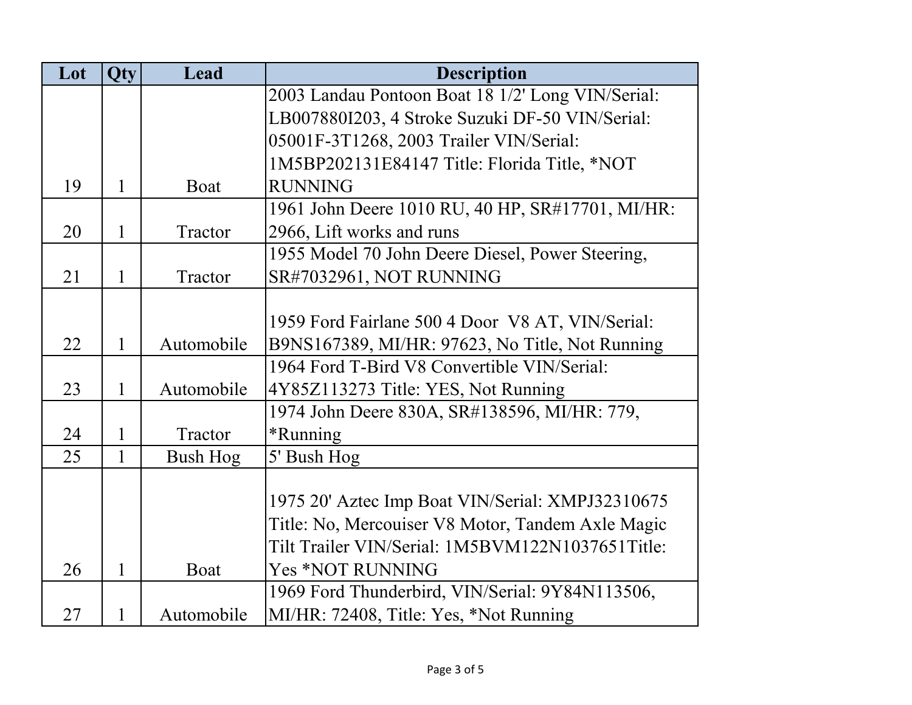| Lot | Qty | Lead | Description |
|---|---|---|---|
| 19 | 1 | Boat | 2003 Landau Pontoon Boat 18 1/2' Long VIN/Serial: LB007880I203, 4 Stroke Suzuki DF-50 VIN/Serial: 05001F-3T1268, 2003 Trailer VIN/Serial: 1M5BP202131E84147 Title: Florida Title, *NOT RUNNING |
| 20 | 1 | Tractor | 1961 John Deere 1010 RU, 40 HP, SR#17701, MI/HR: 2966, Lift works and runs |
| 21 | 1 | Tractor | 1955 Model 70 John Deere Diesel, Power Steering, SR#7032961, NOT RUNNING |
| 22 | 1 | Automobile | 1959 Ford Fairlane 500 4 Door V8 AT, VIN/Serial: B9NS167389, MI/HR: 97623, No Title, Not Running |
| 23 | 1 | Automobile | 1964 Ford T-Bird V8 Convertible VIN/Serial: 4Y85Z113273 Title: YES, Not Running |
| 24 | 1 | Tractor | 1974 John Deere 830A, SR#138596, MI/HR: 779, *Running |
| 25 | 1 | Bush Hog | 5' Bush Hog |
| 26 | 1 | Boat | 1975 20' Aztec Imp Boat VIN/Serial: XMPJ32310675 Title: No, Mercouiser V8 Motor, Tandem Axle Magic Tilt Trailer VIN/Serial: 1M5BVM122N1037651Title: Yes *NOT RUNNING |
| 27 | 1 | Automobile | 1969 Ford Thunderbird, VIN/Serial: 9Y84N113506, MI/HR: 72408, Title: Yes, *Not Running |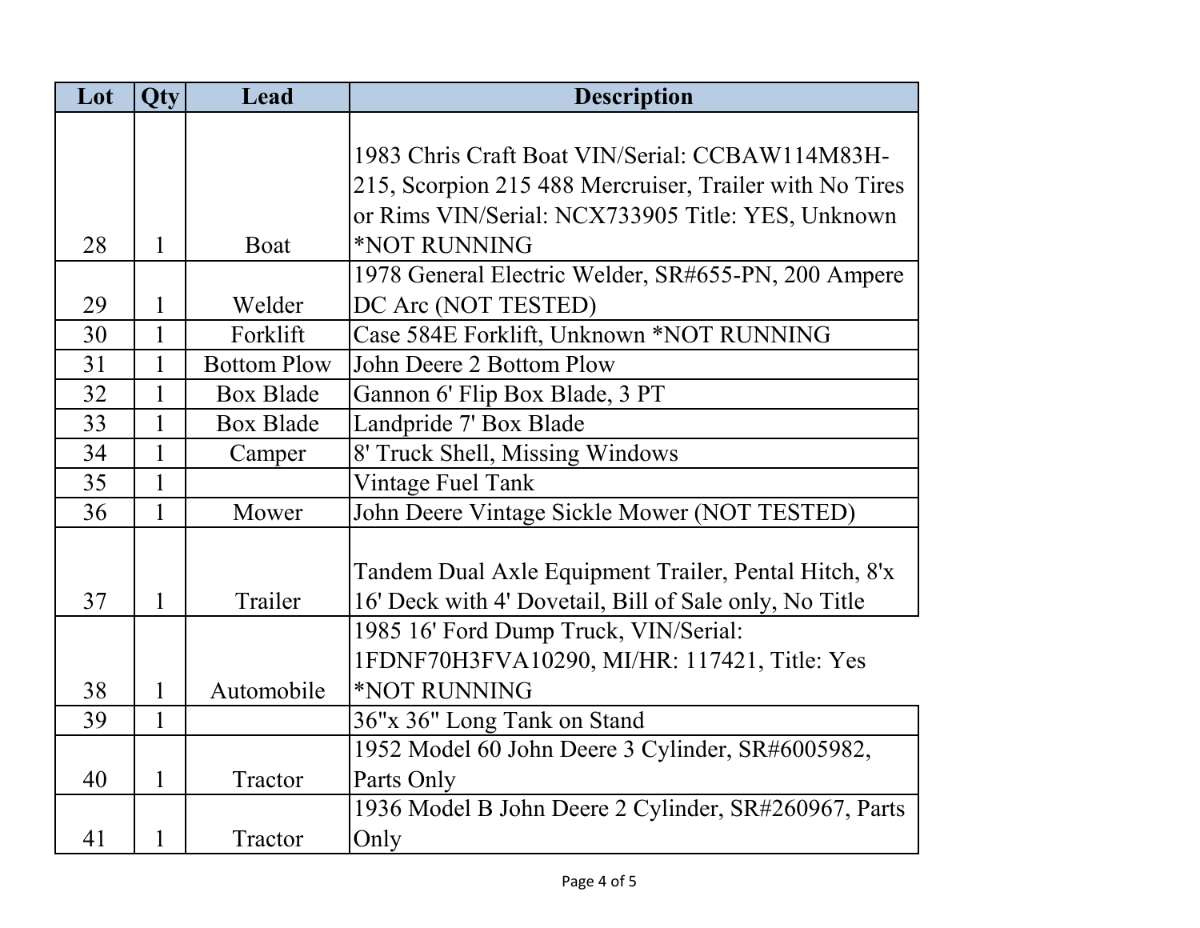| Lot | Qty | Lead | Description |
| --- | --- | --- | --- |
| 28 | 1 | Boat | 1983 Chris Craft Boat VIN/Serial: CCBAW114M83H-215, Scorpion 215 488 Mercruiser, Trailer with No Tires or Rims VIN/Serial: NCX733905 Title: YES, Unknown *NOT RUNNING |
| 29 | 1 | Welder | 1978 General Electric Welder, SR#655-PN, 200 Ampere DC Arc (NOT TESTED) |
| 30 | 1 | Forklift | Case 584E Forklift, Unknown *NOT RUNNING |
| 31 | 1 | Bottom Plow | John Deere 2 Bottom Plow |
| 32 | 1 | Box Blade | Gannon 6' Flip Box Blade, 3 PT |
| 33 | 1 | Box Blade | Landpride 7' Box Blade |
| 34 | 1 | Camper | 8' Truck Shell, Missing Windows |
| 35 | 1 | | Vintage Fuel Tank |
| 36 | 1 | Mower | John Deere Vintage Sickle Mower (NOT TESTED) |
| 37 | 1 | Trailer | Tandem Dual Axle Equipment Trailer, Pental Hitch, 8'x 16' Deck with 4' Dovetail, Bill of Sale only, No Title |
| 38 | 1 | Automobile | 1985 16' Ford Dump Truck, VIN/Serial: 1FDNF70H3FVA10290, MI/HR: 117421, Title: Yes *NOT RUNNING |
| 39 | 1 | | 36"x 36" Long Tank on Stand |
| 40 | 1 | Tractor | 1952 Model 60 John Deere 3 Cylinder, SR#6005982, Parts Only |
| 41 | 1 | Tractor | 1936 Model B John Deere 2 Cylinder, SR#260967, Parts Only |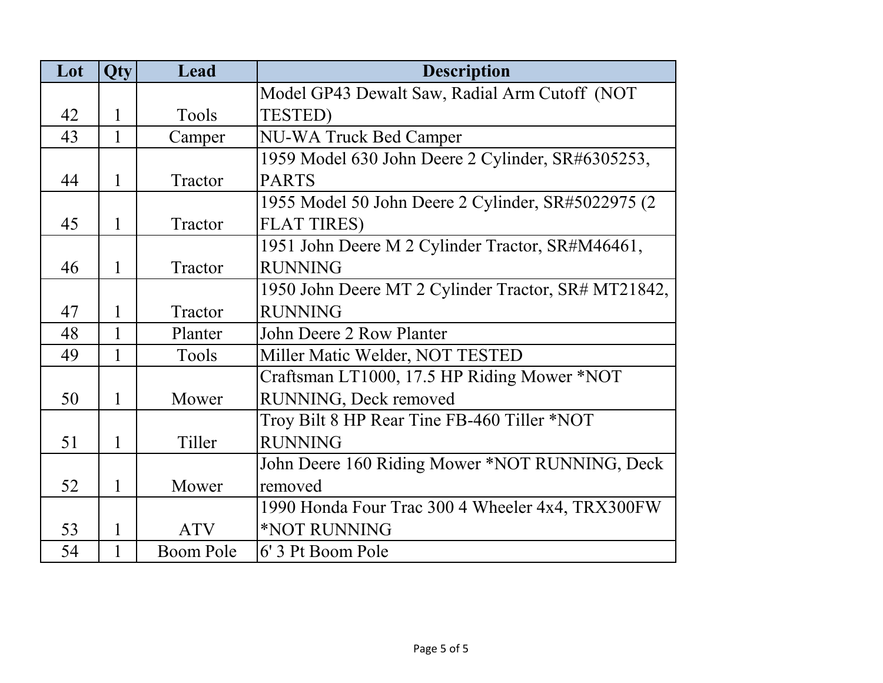| Lot | Qty | Lead | Description |
|---|---|---|---|
| 42 | 1 | Tools | Model GP43 Dewalt Saw, Radial Arm Cutoff (NOT TESTED) |
| 43 | 1 | Camper | NU-WA Truck Bed Camper |
| 44 | 1 | Tractor | 1959 Model 630 John Deere 2 Cylinder, SR#6305253, PARTS |
| 45 | 1 | Tractor | 1955 Model 50 John Deere 2 Cylinder, SR#5022975 (2 FLAT TIRES) |
| 46 | 1 | Tractor | 1951 John Deere M 2 Cylinder Tractor, SR#M46461, RUNNING |
| 47 | 1 | Tractor | 1950 John Deere MT 2 Cylinder Tractor, SR# MT21842, RUNNING |
| 48 | 1 | Planter | John Deere 2 Row Planter |
| 49 | 1 | Tools | Miller Matic Welder, NOT TESTED |
| 50 | 1 | Mower | Craftsman LT1000, 17.5 HP Riding Mower *NOT RUNNING, Deck removed |
| 51 | 1 | Tiller | Troy Bilt 8 HP Rear Tine FB-460 Tiller *NOT RUNNING |
| 52 | 1 | Mower | John Deere 160 Riding Mower *NOT RUNNING, Deck removed |
| 53 | 1 | ATV | 1990 Honda Four Trac 300 4 Wheeler 4x4, TRX300FW *NOT RUNNING |
| 54 | 1 | Boom Pole | 6' 3 Pt Boom Pole |